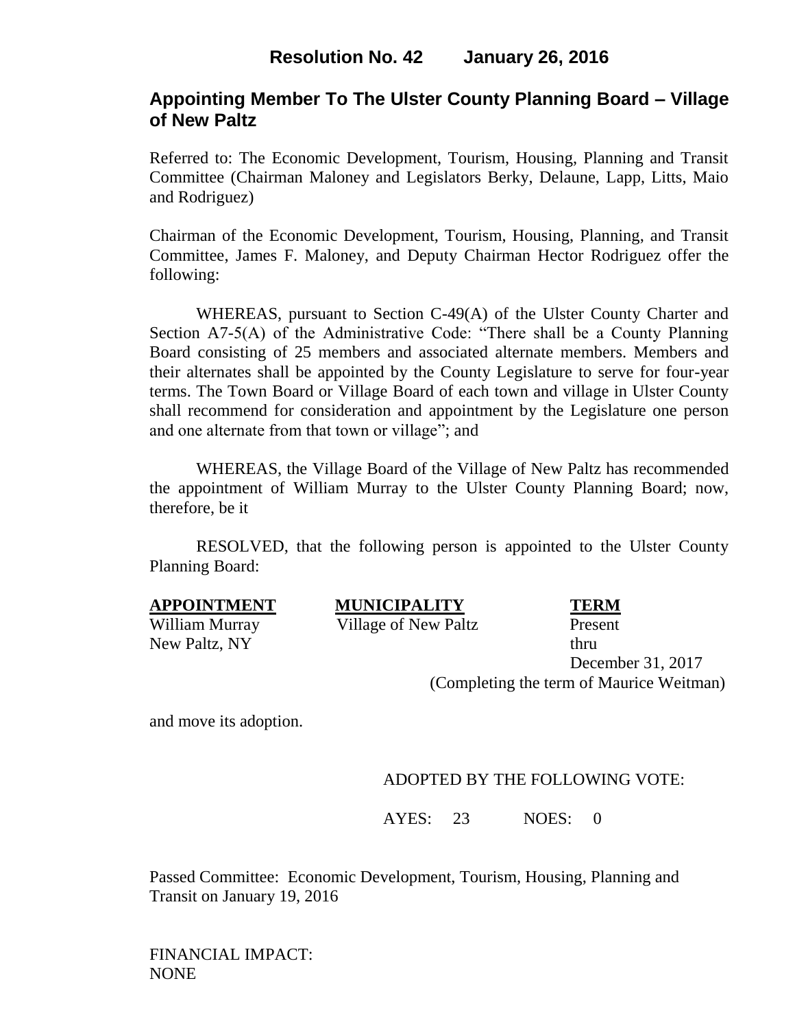**Resolution No. 42 January 26, 2016**

## Appointing Member To The Ulster County Planning Board – Village of New Paltz

Referred to: The Economic Development, Tourism, Housing, Planning and Transit Committee (Chairman Maloney and Legislators Berky, Delaune, Lapp, Litts, Maio and Rodriguez)

Chairman of the Economic Development, Tourism, Housing, Planning, and Transit Committee, James F. Maloney, and Deputy Chairman Hector Rodriguez offer the following:

WHEREAS, pursuant to Section C-49(A) of the Ulster County Charter and Section A7-5(A) of the Administrative Code: "There shall be a County Planning Board consisting of 25 members and associated alternate members. Members and their alternates shall be appointed by the County Legislature to serve for four-year terms. The Town Board or Village Board of each town and village in Ulster County shall recommend for consideration and appointment by the Legislature one person and one alternate from that town or village"; and

WHEREAS, the Village Board of the Village of New Paltz has recommended the appointment of William Murray to the Ulster County Planning Board; now, therefore, be it

RESOLVED, that the following person is appointed to the Ulster County Planning Board:

| APPOINTMENT | MUNICIPALITY | TERM |
|---|---|---|
| William Murray<br>New Paltz, NY | Village of New Paltz | Present<br>thru<br>December 31, 2017 |

(Completing the term of Maurice Weitman)

and move its adoption.

ADOPTED BY THE FOLLOWING VOTE:

AYES: 23 NOES: 0

Passed Committee: Economic Development, Tourism, Housing, Planning and Transit on January 19, 2016

FINANCIAL IMPACT:
NONE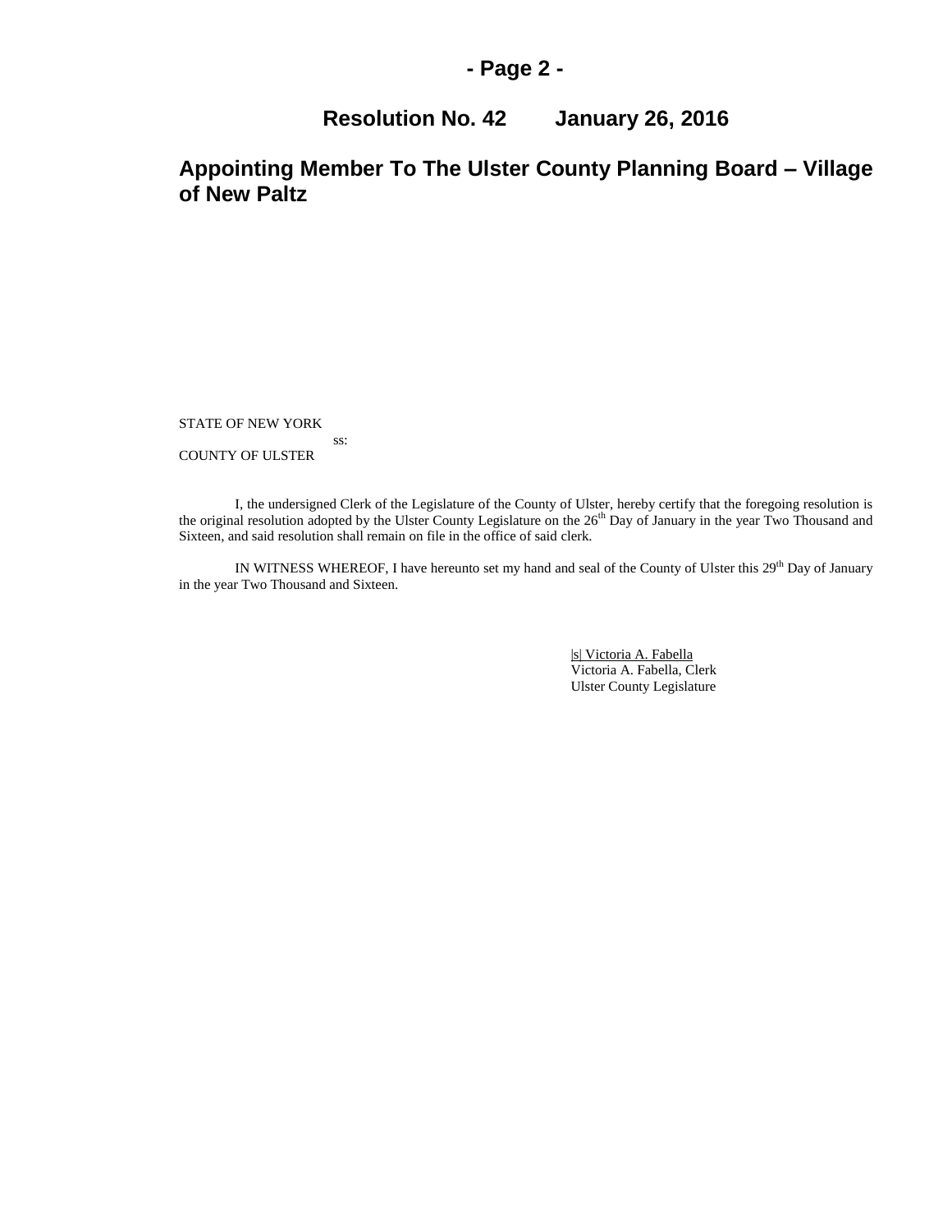## Resolution No. 42 January 26, 2016

## Appointing Member To The Ulster County Planning Board – Village of New Paltz

STATE OF NEW YORK
ss:
COUNTY OF ULSTER

I, the undersigned Clerk of the Legislature of the County of Ulster, hereby certify that the foregoing resolution is the original resolution adopted by the Ulster County Legislature on the 26th Day of January in the year Two Thousand and Sixteen, and said resolution shall remain on file in the office of said clerk.

IN WITNESS WHEREOF, I have hereunto set my hand and seal of the County of Ulster this 29th Day of January in the year Two Thousand and Sixteen.

|s| Victoria A. Fabella
Victoria A. Fabella, Clerk
Ulster County Legislature